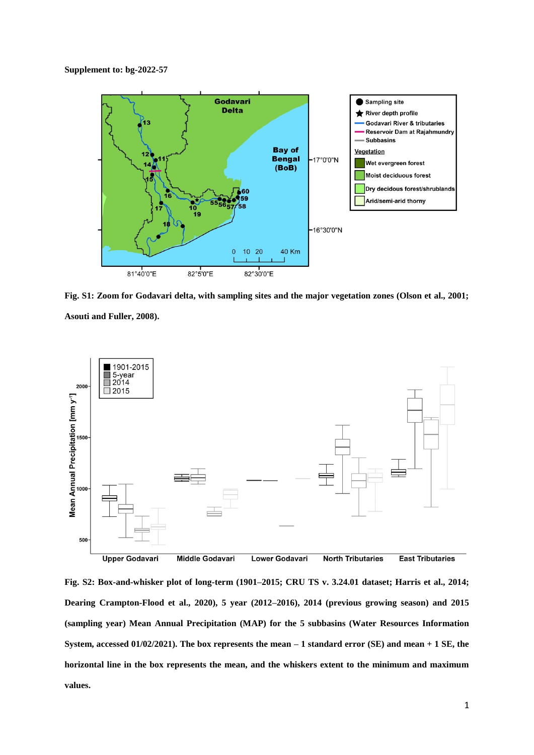**Supplement to: bg-2022-57**

**Fig. S1: Zoom for Godavari delta, with sampling sites and the major vegetation zones (Olson et al., 2001; Asouti and Fuller, 2008).**

**Fig. S2: Box-and-whisker plot of long-term (1901–2015; CRU TS v. 3.24.01 dataset; Harris et al., 2014; Dearing Crampton-Flood et al., 2020), 5 year (2012–2016), 2014 (previous growing season) and 2015 (sampling year) Mean Annual Precipitation (MAP) for the 5 subbasins (Water Resources Information System, accessed 01/02/2021). The box represents the mean – 1 standard error (SE) and mean + 1 SE, the horizontal line in the box represents the mean, and the whiskers extent to the minimum and maximum values.**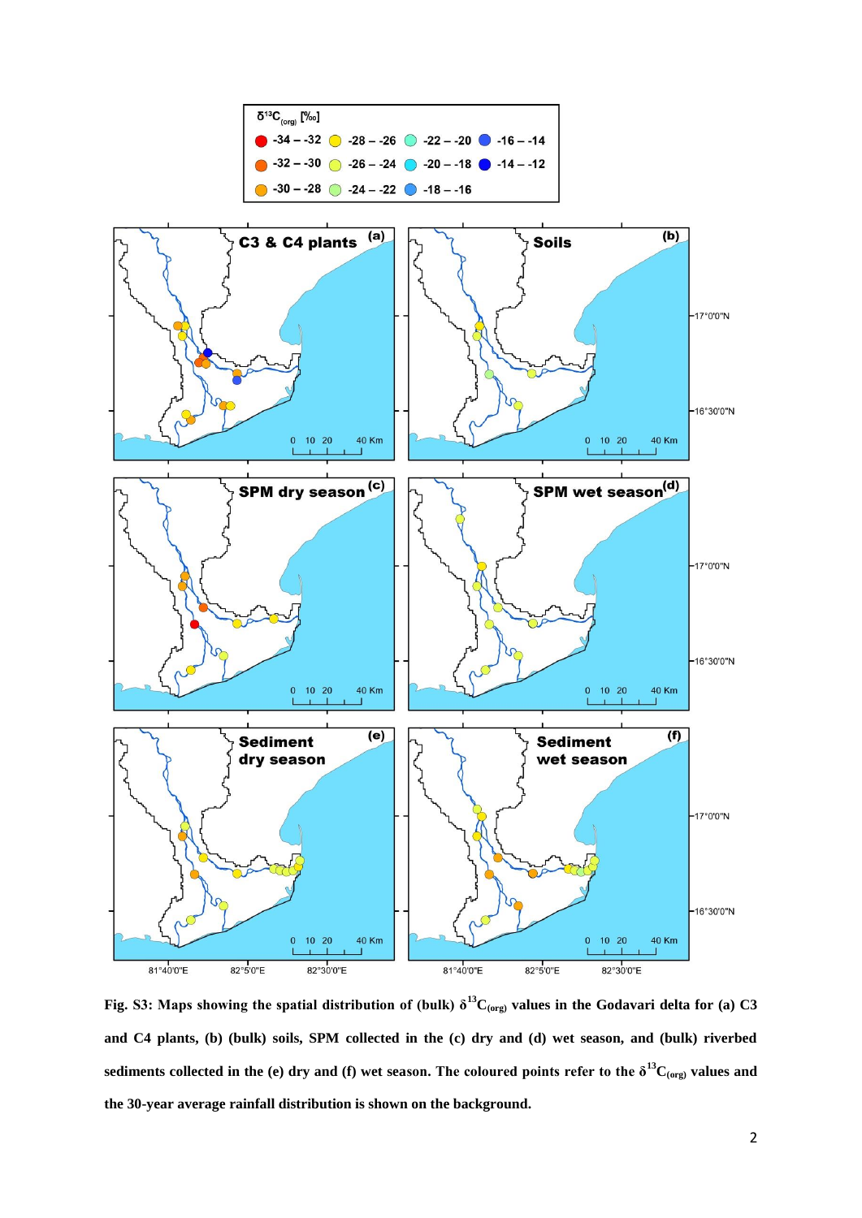**Fig. S3: Maps showing the spatial distribution of (bulk) $\delta^{13}C_{(org)}$ values in the Godavari delta for (a) C3 and C4 plants, (b) (bulk) soils, SPM collected in the (c) dry and (d) wet season, and (bulk) riverbed sediments collected in the (e) dry and (f) wet season. The coloured points refer to the $\delta^{13}C_{(org)}$ values and the 30-year average rainfall distribution is shown on the background.**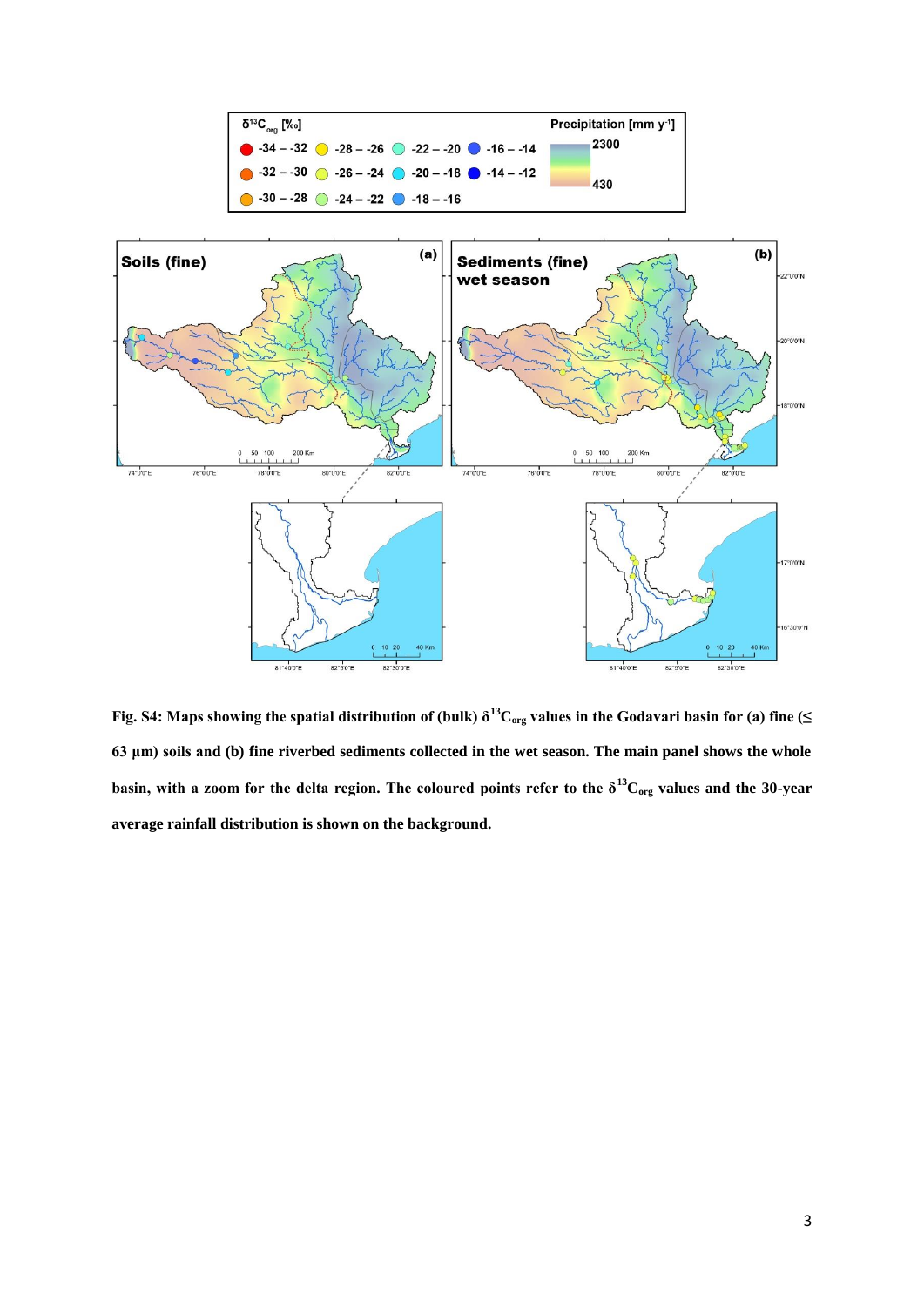**Fig. S4: Maps showing the spatial distribution of (bulk) $\delta^{13}C_{org}$ values in the Godavari basin for (a) fine (≤ 63 µm) soils and (b) fine riverbed sediments collected in the wet season. The main panel shows the whole basin, with a zoom for the delta region. The coloured points refer to the $\delta^{13}C_{org}$ values and the 30-year average rainfall distribution is shown on the background.**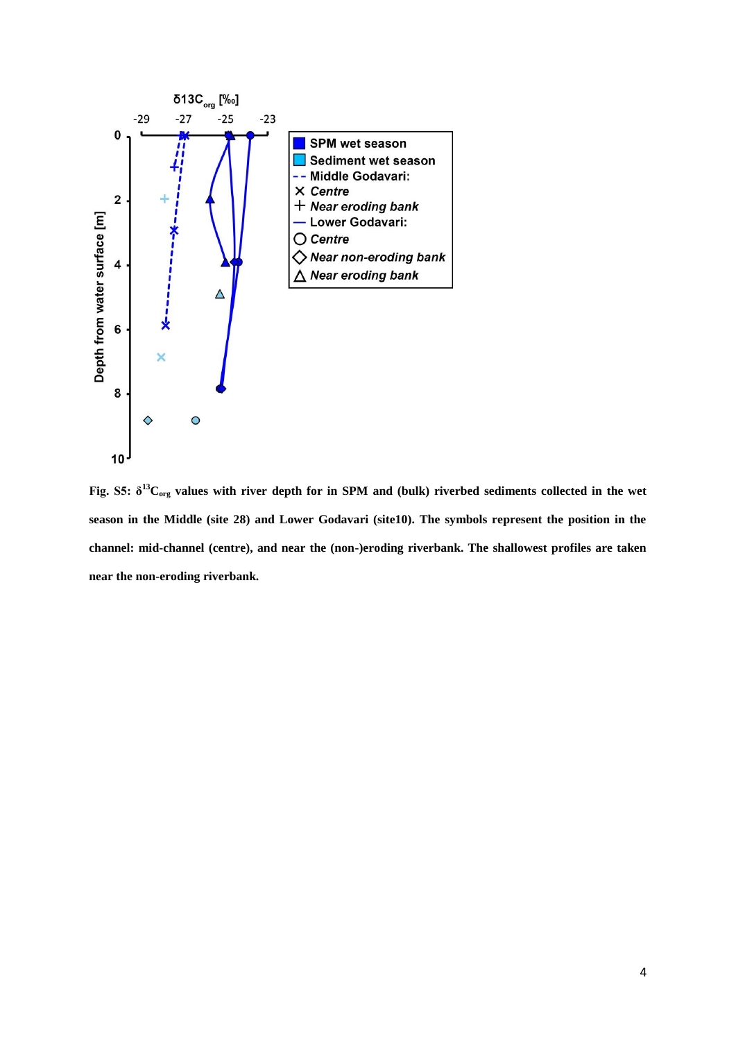δ13C$_{org}$ [‰]

-29 -27 -25 -23

Depth from water surface [m]

0 2 4 6 8 10

SPM wet season
Sediment wet season
Middle Godavari:
Centre
Near eroding bank
Lower Godavari:
Centre
Near non-eroding bank
Near eroding bank

**Fig. S5: $\delta^{13}C_{org}$ values with river depth for in SPM and (bulk) riverbed sediments collected in the wet season in the Middle (site 28) and Lower Godavari (site10). The symbols represent the position in the channel: mid-channel (centre), and near the (non-)eroding riverbank. The shallowest profiles are taken near the non-eroding riverbank.**